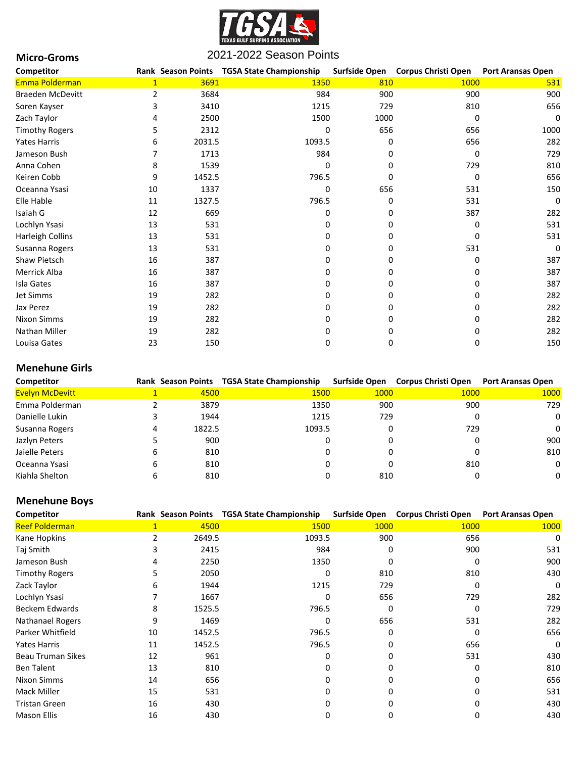# TGSA TEXAS GULF SURFING ASSOCIATION

## 2021-2022 Season Points

### Micro-Groms

| Competitor | Rank | Season Points | TGSA State Championship | Surfside Open | Corpus Christi Open | Port Aransas Open |
|---|---|---|---|---|---|---|
| Emma Polderman | 1 | 3691 | 1350 | 810 | 1000 | 531 |
| Braeden McDevitt | 2 | 3684 | 984 | 900 | 900 | 900 |
| Soren Kayser | 3 | 3410 | 1215 | 729 | 810 | 656 |
| Zach Taylor | 4 | 2500 | 1500 | 1000 | 0 | 0 |
| Timothy Rogers | 5 | 2312 | 0 | 656 | 656 | 1000 |
| Yates Harris | 6 | 2031.5 | 1093.5 | 0 | 656 | 282 |
| Jameson Bush | 7 | 1713 | 984 | 0 | 0 | 729 |
| Anna Cohen | 8 | 1539 | 0 | 0 | 729 | 810 |
| Keiren Cobb | 9 | 1452.5 | 796.5 | 0 | 0 | 656 |
| Oceanna Ysasi | 10 | 1337 | 0 | 656 | 531 | 150 |
| Elle Hable | 11 | 1327.5 | 796.5 | 0 | 531 | 0 |
| Isaiah G | 12 | 669 | 0 | 0 | 387 | 282 |
| Lochlyn Ysasi | 13 | 531 | 0 | 0 | 0 | 531 |
| Harleigh Collins | 13 | 531 | 0 | 0 | 0 | 531 |
| Susanna Rogers | 13 | 531 | 0 | 0 | 531 | 0 |
| Shaw Pietsch | 16 | 387 | 0 | 0 | 0 | 387 |
| Merrick Alba | 16 | 387 | 0 | 0 | 0 | 387 |
| Isla Gates | 16 | 387 | 0 | 0 | 0 | 387 |
| Jet Simms | 19 | 282 | 0 | 0 | 0 | 282 |
| Jax Perez | 19 | 282 | 0 | 0 | 0 | 282 |
| Nixon Simms | 19 | 282 | 0 | 0 | 0 | 282 |
| Nathan Miller | 19 | 282 | 0 | 0 | 0 | 282 |
| Louisa Gates | 23 | 150 | 0 | 0 | 0 | 150 |

### Menehune Girls

| Competitor | Rank | Season Points | TGSA State Championship | Surfside Open | Corpus Christi Open | Port Aransas Open |
|---|---|---|---|---|---|---|
| Evelyn McDevitt | 1 | 4500 | 1500 | 1000 | 1000 | 1000 |
| Emma Polderman | 2 | 3879 | 1350 | 900 | 900 | 729 |
| Danielle Lukin | 3 | 1944 | 1215 | 729 | 0 | 0 |
| Susanna Rogers | 4 | 1822.5 | 1093.5 | 0 | 729 | 0 |
| Jazlyn Peters | 5 | 900 | 0 | 0 | 0 | 900 |
| Jaielle Peters | 6 | 810 | 0 | 0 | 0 | 810 |
| Oceanna Ysasi | 6 | 810 | 0 | 0 | 810 | 0 |
| Kiahla Shelton | 6 | 810 | 0 | 810 | 0 | 0 |

### Menehune Boys

| Competitor | Rank | Season Points | TGSA State Championship | Surfside Open | Corpus Christi Open | Port Aransas Open |
|---|---|---|---|---|---|---|
| Reef Polderman | 1 | 4500 | 1500 | 1000 | 1000 | 1000 |
| Kane Hopkins | 2 | 2649.5 | 1093.5 | 900 | 656 | 0 |
| Taj Smith | 3 | 2415 | 984 | 0 | 900 | 531 |
| Jameson Bush | 4 | 2250 | 1350 | 0 | 0 | 900 |
| Timothy Rogers | 5 | 2050 | 0 | 810 | 810 | 430 |
| Zack Taylor | 6 | 1944 | 1215 | 729 | 0 | 0 |
| Lochlyn Ysasi | 7 | 1667 | 0 | 656 | 729 | 282 |
| Beckem Edwards | 8 | 1525.5 | 796.5 | 0 | 0 | 729 |
| Nathanael Rogers | 9 | 1469 | 0 | 656 | 531 | 282 |
| Parker Whitfield | 10 | 1452.5 | 796.5 | 0 | 0 | 656 |
| Yates Harris | 11 | 1452.5 | 796.5 | 0 | 656 | 0 |
| Beau Truman Sikes | 12 | 961 | 0 | 0 | 531 | 430 |
| Ben Talent | 13 | 810 | 0 | 0 | 0 | 810 |
| Nixon Simms | 14 | 656 | 0 | 0 | 0 | 656 |
| Mack Miller | 15 | 531 | 0 | 0 | 0 | 531 |
| Tristan Green | 16 | 430 | 0 | 0 | 0 | 430 |
| Mason Ellis | 16 | 430 | 0 | 0 | 0 | 430 |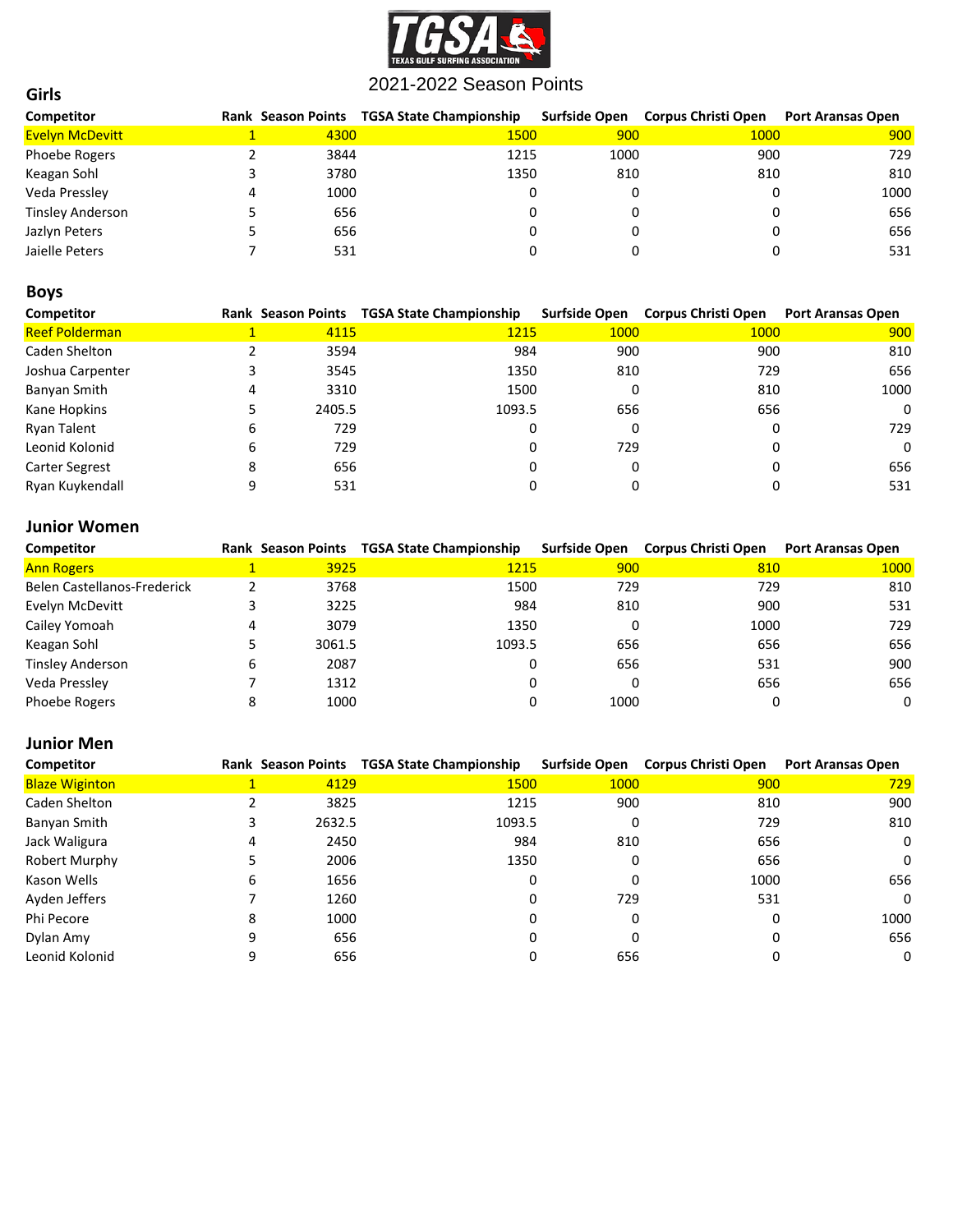# 2021-2022 Season Points

## Girls

| Competitor | Rank | Season Points | TGSA State Championship | Surfside Open | Corpus Christi Open | Port Aransas Open |
|---|---|---|---|---|---|---|
| Evelyn McDevitt | 1 | 4300 | 1500 | 900 | 1000 | 900 |
| Phoebe Rogers | 2 | 3844 | 1215 | 1000 | 900 | 729 |
| Keagan Sohl | 3 | 3780 | 1350 | 810 | 810 | 810 |
| Veda Pressley | 4 | 1000 | 0 | 0 | 0 | 1000 |
| Tinsley Anderson | 5 | 656 | 0 | 0 | 0 | 656 |
| Jazlyn Peters | 5 | 656 | 0 | 0 | 0 | 656 |
| Jaielle Peters | 7 | 531 | 0 | 0 | 0 | 531 |

## Boys

| Competitor | Rank | Season Points | TGSA State Championship | Surfside Open | Corpus Christi Open | Port Aransas Open |
|---|---|---|---|---|---|---|
| Reef Polderman | 1 | 4115 | 1215 | 1000 | 1000 | 900 |
| Caden Shelton | 2 | 3594 | 984 | 900 | 900 | 810 |
| Joshua Carpenter | 3 | 3545 | 1350 | 810 | 729 | 656 |
| Banyan Smith | 4 | 3310 | 1500 | 0 | 810 | 1000 |
| Kane Hopkins | 5 | 2405.5 | 1093.5 | 656 | 656 | 0 |
| Ryan Talent | 6 | 729 | 0 | 0 | 0 | 729 |
| Leonid Kolonid | 6 | 729 | 0 | 729 | 0 | 0 |
| Carter Segrest | 8 | 656 | 0 | 0 | 0 | 656 |
| Ryan Kuykendall | 9 | 531 | 0 | 0 | 0 | 531 |

## Junior Women

| Competitor | Rank | Season Points | TGSA State Championship | Surfside Open | Corpus Christi Open | Port Aransas Open |
|---|---|---|---|---|---|---|
| Ann Rogers | 1 | 3925 | 1215 | 900 | 810 | 1000 |
| Belen Castellanos-Frederick | 2 | 3768 | 1500 | 729 | 729 | 810 |
| Evelyn McDevitt | 3 | 3225 | 984 | 810 | 900 | 531 |
| Cailey Yomoah | 4 | 3079 | 1350 | 0 | 1000 | 729 |
| Keagan Sohl | 5 | 3061.5 | 1093.5 | 656 | 656 | 656 |
| Tinsley Anderson | 6 | 2087 | 0 | 656 | 531 | 900 |
| Veda Pressley | 7 | 1312 | 0 | 0 | 656 | 656 |
| Phoebe Rogers | 8 | 1000 | 0 | 1000 | 0 | 0 |

## Junior Men

| Competitor | Rank | Season Points | TGSA State Championship | Surfside Open | Corpus Christi Open | Port Aransas Open |
|---|---|---|---|---|---|---|
| Blaze Wiginton | 1 | 4129 | 1500 | 1000 | 900 | 729 |
| Caden Shelton | 2 | 3825 | 1215 | 900 | 810 | 900 |
| Banyan Smith | 3 | 2632.5 | 1093.5 | 0 | 729 | 810 |
| Jack Waligura | 4 | 2450 | 984 | 810 | 656 | 0 |
| Robert Murphy | 5 | 2006 | 1350 | 0 | 656 | 0 |
| Kason Wells | 6 | 1656 | 0 | 0 | 1000 | 656 |
| Ayden Jeffers | 7 | 1260 | 0 | 729 | 531 | 0 |
| Phi Pecore | 8 | 1000 | 0 | 0 | 0 | 1000 |
| Dylan Amy | 9 | 656 | 0 | 0 | 0 | 656 |
| Leonid Kolonid | 9 | 656 | 0 | 656 | 0 | 0 |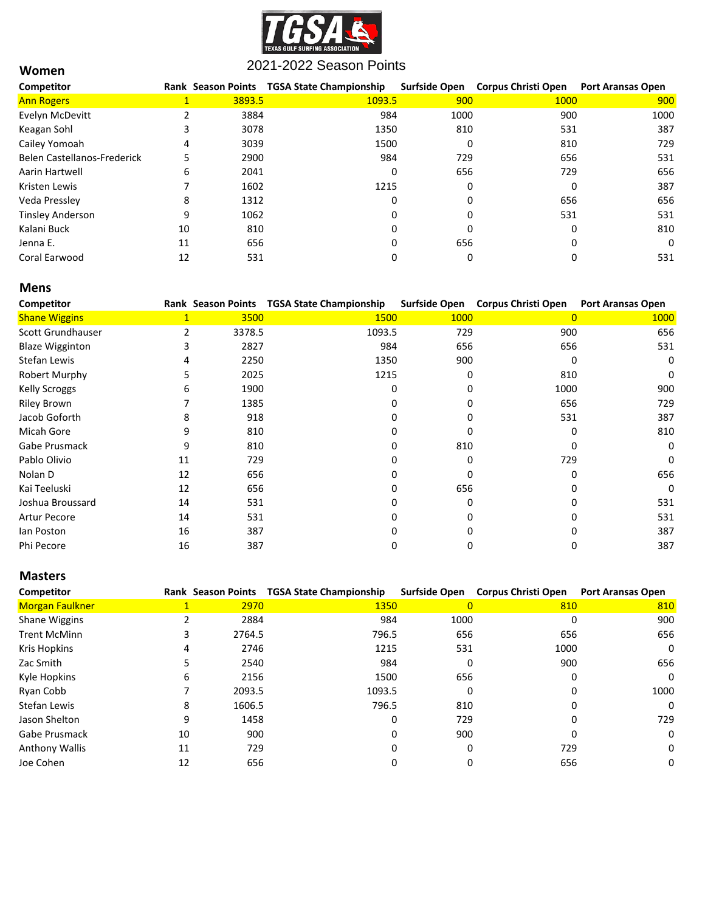TGSA TEXAS GULF SURFING ASSOCIATION

# 2021-2022 Season Points

## Women

| Competitor | Rank | Season Points | TGSA State Championship | Surfside Open | Corpus Christi Open | Port Aransas Open |
|---|---|---|---|---|---|---|
| Ann Rogers | 1 | 3893.5 | 1093.5 | 900 | 1000 | 900 |
| Evelyn McDevitt | 2 | 3884 | 984 | 1000 | 900 | 1000 |
| Keagan Sohl | 3 | 3078 | 1350 | 810 | 531 | 387 |
| Cailey Yomoah | 4 | 3039 | 1500 | 0 | 810 | 729 |
| Belen Castellanos-Frederick | 5 | 2900 | 984 | 729 | 656 | 531 |
| Aarin Hartwell | 6 | 2041 | 0 | 656 | 729 | 656 |
| Kristen Lewis | 7 | 1602 | 1215 | 0 | 0 | 387 |
| Veda Pressley | 8 | 1312 | 0 | 0 | 656 | 656 |
| Tinsley Anderson | 9 | 1062 | 0 | 0 | 531 | 531 |
| Kalani Buck | 10 | 810 | 0 | 0 | 0 | 810 |
| Jenna E. | 11 | 656 | 0 | 656 | 0 | 0 |
| Coral Earwood | 12 | 531 | 0 | 0 | 0 | 531 |

## Mens

| Competitor | Rank | Season Points | TGSA State Championship | Surfside Open | Corpus Christi Open | Port Aransas Open |
|---|---|---|---|---|---|---|
| Shane Wiggins | 1 | 3500 | 1500 | 1000 | 0 | 1000 |
| Scott Grundhauser | 2 | 3378.5 | 1093.5 | 729 | 900 | 656 |
| Blaze Wigginton | 3 | 2827 | 984 | 656 | 656 | 531 |
| Stefan Lewis | 4 | 2250 | 1350 | 900 | 0 | 0 |
| Robert Murphy | 5 | 2025 | 1215 | 0 | 810 | 0 |
| Kelly Scroggs | 6 | 1900 | 0 | 0 | 1000 | 900 |
| Riley Brown | 7 | 1385 | 0 | 0 | 656 | 729 |
| Jacob Goforth | 8 | 918 | 0 | 0 | 531 | 387 |
| Micah Gore | 9 | 810 | 0 | 0 | 0 | 810 |
| Gabe Prusmack | 9 | 810 | 0 | 810 | 0 | 0 |
| Pablo Olivio | 11 | 729 | 0 | 0 | 729 | 0 |
| Nolan D | 12 | 656 | 0 | 0 | 0 | 656 |
| Kai Teeluski | 12 | 656 | 0 | 656 | 0 | 0 |
| Joshua Broussard | 14 | 531 | 0 | 0 | 0 | 531 |
| Artur Pecore | 14 | 531 | 0 | 0 | 0 | 531 |
| Ian Poston | 16 | 387 | 0 | 0 | 0 | 387 |
| Phi Pecore | 16 | 387 | 0 | 0 | 0 | 387 |

## Masters

| Competitor | Rank | Season Points | TGSA State Championship | Surfside Open | Corpus Christi Open | Port Aransas Open |
|---|---|---|---|---|---|---|
| Morgan Faulkner | 1 | 2970 | 1350 | 0 | 810 | 810 |
| Shane Wiggins | 2 | 2884 | 984 | 1000 | 0 | 900 |
| Trent McMinn | 3 | 2764.5 | 796.5 | 656 | 656 | 656 |
| Kris Hopkins | 4 | 2746 | 1215 | 531 | 1000 | 0 |
| Zac Smith | 5 | 2540 | 984 | 0 | 900 | 656 |
| Kyle Hopkins | 6 | 2156 | 1500 | 656 | 0 | 0 |
| Ryan Cobb | 7 | 2093.5 | 1093.5 | 0 | 0 | 1000 |
| Stefan Lewis | 8 | 1606.5 | 796.5 | 810 | 0 | 0 |
| Jason Shelton | 9 | 1458 | 0 | 729 | 0 | 729 |
| Gabe Prusmack | 10 | 900 | 0 | 900 | 0 | 0 |
| Anthony Wallis | 11 | 729 | 0 | 0 | 729 | 0 |
| Joe Cohen | 12 | 656 | 0 | 0 | 656 | 0 |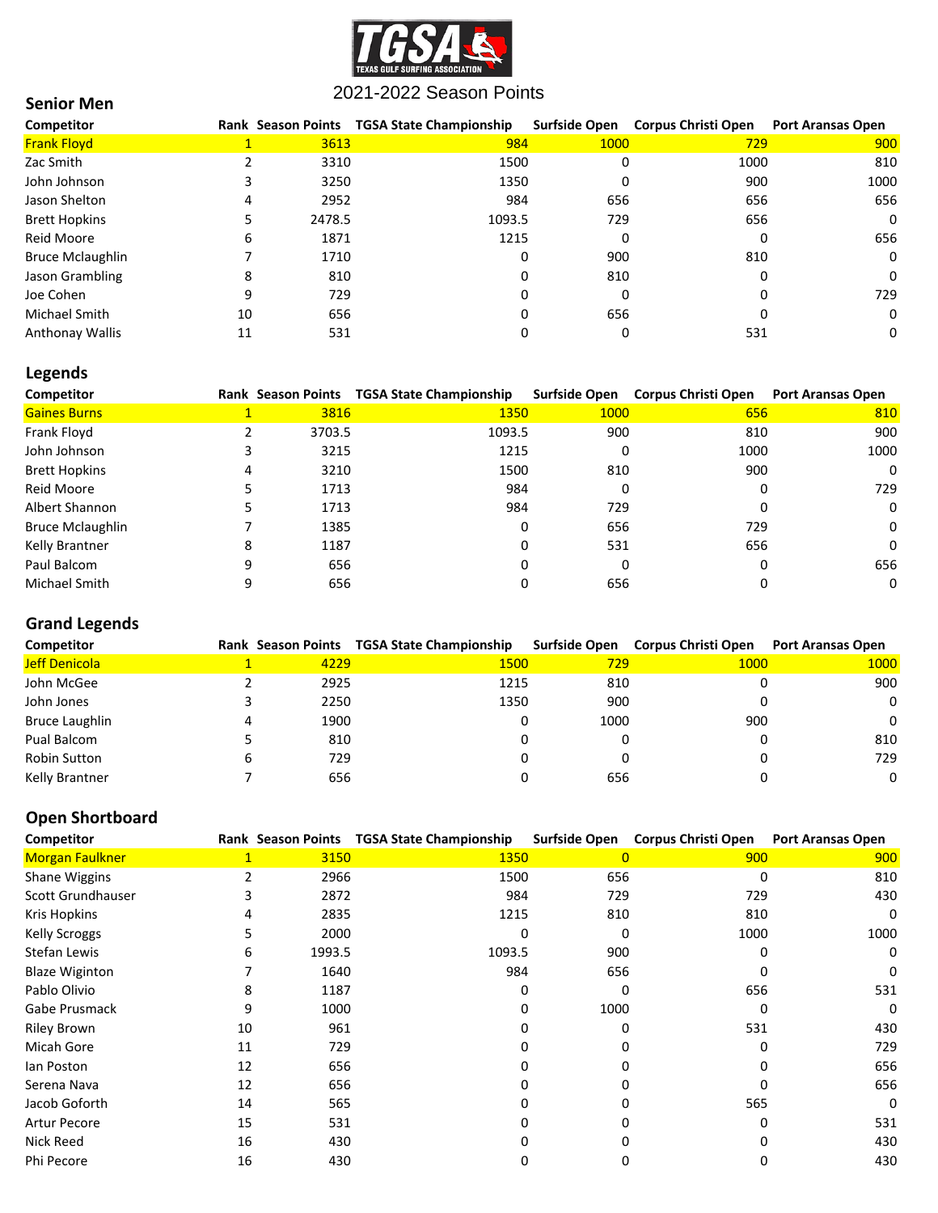2021-2022 Season Points

## Senior Men

| Competitor | Rank | Season Points | TGSA State Championship | Surfside Open | Corpus Christi Open | Port Aransas Open |
|---|---|---|---|---|---|---|
| Frank Floyd | 1 | 3613 | 984 | 1000 | 729 | 900 |
| Zac Smith | 2 | 3310 | 1500 | 0 | 1000 | 810 |
| John Johnson | 3 | 3250 | 1350 | 0 | 900 | 1000 |
| Jason Shelton | 4 | 2952 | 984 | 656 | 656 | 656 |
| Brett Hopkins | 5 | 2478.5 | 1093.5 | 729 | 656 | 0 |
| Reid Moore | 6 | 1871 | 1215 | 0 | 0 | 656 |
| Bruce Mclaughlin | 7 | 1710 | 0 | 900 | 810 | 0 |
| Jason Grambling | 8 | 810 | 0 | 810 | 0 | 0 |
| Joe Cohen | 9 | 729 | 0 | 0 | 0 | 729 |
| Michael Smith | 10 | 656 | 0 | 656 | 0 | 0 |
| Anthonay Wallis | 11 | 531 | 0 | 0 | 531 | 0 |

## Legends

| Competitor | Rank | Season Points | TGSA State Championship | Surfside Open | Corpus Christi Open | Port Aransas Open |
|---|---|---|---|---|---|---|
| Gaines Burns | 1 | 3816 | 1350 | 1000 | 656 | 810 |
| Frank Floyd | 2 | 3703.5 | 1093.5 | 900 | 810 | 900 |
| John Johnson | 3 | 3215 | 1215 | 0 | 1000 | 1000 |
| Brett Hopkins | 4 | 3210 | 1500 | 810 | 900 | 0 |
| Reid Moore | 5 | 1713 | 984 | 0 | 0 | 729 |
| Albert Shannon | 5 | 1713 | 984 | 729 | 0 | 0 |
| Bruce Mclaughlin | 7 | 1385 | 0 | 656 | 729 | 0 |
| Kelly Brantner | 8 | 1187 | 0 | 531 | 656 | 0 |
| Paul Balcom | 9 | 656 | 0 | 0 | 0 | 656 |
| Michael Smith | 9 | 656 | 0 | 656 | 0 | 0 |

## Grand Legends

| Competitor | Rank | Season Points | TGSA State Championship | Surfside Open | Corpus Christi Open | Port Aransas Open |
|---|---|---|---|---|---|---|
| Jeff Denicola | 1 | 4229 | 1500 | 729 | 1000 | 1000 |
| John McGee | 2 | 2925 | 1215 | 810 | 0 | 900 |
| John Jones | 3 | 2250 | 1350 | 900 | 0 | 0 |
| Bruce Laughlin | 4 | 1900 | 0 | 1000 | 900 | 0 |
| Pual Balcom | 5 | 810 | 0 | 0 | 0 | 810 |
| Robin Sutton | 6 | 729 | 0 | 0 | 0 | 729 |
| Kelly Brantner | 7 | 656 | 0 | 656 | 0 | 0 |

## Open Shortboard

| Competitor | Rank | Season Points | TGSA State Championship | Surfside Open | Corpus Christi Open | Port Aransas Open |
|---|---|---|---|---|---|---|
| Morgan Faulkner | 1 | 3150 | 1350 | 0 | 900 | 900 |
| Shane Wiggins | 2 | 2966 | 1500 | 656 | 0 | 810 |
| Scott Grundhauser | 3 | 2872 | 984 | 729 | 729 | 430 |
| Kris Hopkins | 4 | 2835 | 1215 | 810 | 810 | 0 |
| Kelly Scroggs | 5 | 2000 | 0 | 0 | 1000 | 1000 |
| Stefan Lewis | 6 | 1993.5 | 1093.5 | 900 | 0 | 0 |
| Blaze Wiginton | 7 | 1640 | 984 | 656 | 0 | 0 |
| Pablo Olivio | 8 | 1187 | 0 | 0 | 656 | 531 |
| Gabe Prusmack | 9 | 1000 | 0 | 1000 | 0 | 0 |
| Riley Brown | 10 | 961 | 0 | 0 | 531 | 430 |
| Micah Gore | 11 | 729 | 0 | 0 | 0 | 729 |
| Ian Poston | 12 | 656 | 0 | 0 | 0 | 656 |
| Serena Nava | 12 | 656 | 0 | 0 | 0 | 656 |
| Jacob Goforth | 14 | 565 | 0 | 0 | 565 | 0 |
| Artur Pecore | 15 | 531 | 0 | 0 | 0 | 531 |
| Nick Reed | 16 | 430 | 0 | 0 | 0 | 430 |
| Phi Pecore | 16 | 430 | 0 | 0 | 0 | 430 |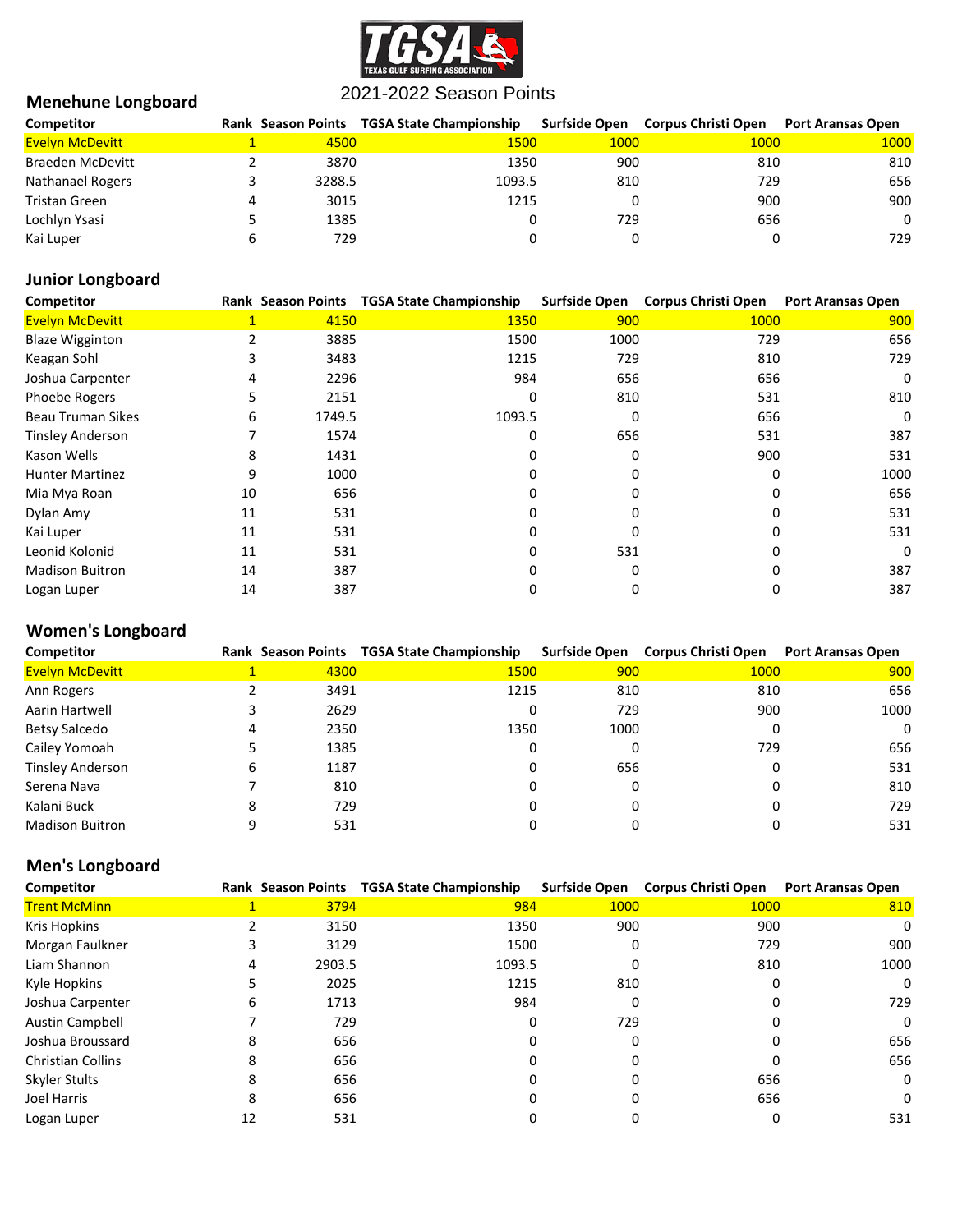2021-2022 Season Points

## Menehune Longboard

| Competitor | Rank | Season Points | TGSA State Championship | Surfside Open | Corpus Christi Open | Port Aransas Open |
|---|---|---|---|---|---|---|
| Evelyn McDevitt | 1 | 4500 | 1500 | 1000 | 1000 | 1000 |
| Braeden McDevitt | 2 | 3870 | 1350 | 900 | 810 | 810 |
| Nathanael Rogers | 3 | 3288.5 | 1093.5 | 810 | 729 | 656 |
| Tristan Green | 4 | 3015 | 1215 | 0 | 900 | 900 |
| Lochlyn Ysasi | 5 | 1385 | 0 | 729 | 656 | 0 |
| Kai Luper | 6 | 729 | 0 | 0 | 0 | 729 |

## Junior Longboard

| Competitor | Rank | Season Points | TGSA State Championship | Surfside Open | Corpus Christi Open | Port Aransas Open |
|---|---|---|---|---|---|---|
| Evelyn McDevitt | 1 | 4150 | 1350 | 900 | 1000 | 900 |
| Blaze Wigginton | 2 | 3885 | 1500 | 1000 | 729 | 656 |
| Keagan Sohl | 3 | 3483 | 1215 | 729 | 810 | 729 |
| Joshua Carpenter | 4 | 2296 | 984 | 656 | 656 | 0 |
| Phoebe Rogers | 5 | 2151 | 0 | 810 | 531 | 810 |
| Beau Truman Sikes | 6 | 1749.5 | 1093.5 | 0 | 656 | 0 |
| Tinsley Anderson | 7 | 1574 | 0 | 656 | 531 | 387 |
| Kason Wells | 8 | 1431 | 0 | 0 | 900 | 531 |
| Hunter Martinez | 9 | 1000 | 0 | 0 | 0 | 1000 |
| Mia Mya Roan | 10 | 656 | 0 | 0 | 0 | 656 |
| Dylan Amy | 11 | 531 | 0 | 0 | 0 | 531 |
| Kai Luper | 11 | 531 | 0 | 0 | 0 | 531 |
| Leonid Kolonid | 11 | 531 | 0 | 531 | 0 | 0 |
| Madison Buitron | 14 | 387 | 0 | 0 | 0 | 387 |
| Logan Luper | 14 | 387 | 0 | 0 | 0 | 387 |

## Women's Longboard

| Competitor | Rank | Season Points | TGSA State Championship | Surfside Open | Corpus Christi Open | Port Aransas Open |
|---|---|---|---|---|---|---|
| Evelyn McDevitt | 1 | 4300 | 1500 | 900 | 1000 | 900 |
| Ann Rogers | 2 | 3491 | 1215 | 810 | 810 | 656 |
| Aarin Hartwell | 3 | 2629 | 0 | 729 | 900 | 1000 |
| Betsy Salcedo | 4 | 2350 | 1350 | 1000 | 0 | 0 |
| Cailey Yomoah | 5 | 1385 | 0 | 0 | 729 | 656 |
| Tinsley Anderson | 6 | 1187 | 0 | 656 | 0 | 531 |
| Serena Nava | 7 | 810 | 0 | 0 | 0 | 810 |
| Kalani Buck | 8 | 729 | 0 | 0 | 0 | 729 |
| Madison Buitron | 9 | 531 | 0 | 0 | 0 | 531 |

## Men's Longboard

| Competitor | Rank | Season Points | TGSA State Championship | Surfside Open | Corpus Christi Open | Port Aransas Open |
|---|---|---|---|---|---|---|
| Trent McMinn | 1 | 3794 | 984 | 1000 | 1000 | 810 |
| Kris Hopkins | 2 | 3150 | 1350 | 900 | 900 | 0 |
| Morgan Faulkner | 3 | 3129 | 1500 | 0 | 729 | 900 |
| Liam Shannon | 4 | 2903.5 | 1093.5 | 0 | 810 | 1000 |
| Kyle Hopkins | 5 | 2025 | 1215 | 810 | 0 | 0 |
| Joshua Carpenter | 6 | 1713 | 984 | 0 | 0 | 729 |
| Austin Campbell | 7 | 729 | 0 | 729 | 0 | 0 |
| Joshua Broussard | 8 | 656 | 0 | 0 | 0 | 656 |
| Christian Collins | 8 | 656 | 0 | 0 | 0 | 656 |
| Skyler Stults | 8 | 656 | 0 | 0 | 656 | 0 |
| Joel Harris | 8 | 656 | 0 | 0 | 656 | 0 |
| Logan Luper | 12 | 531 | 0 | 0 | 0 | 531 |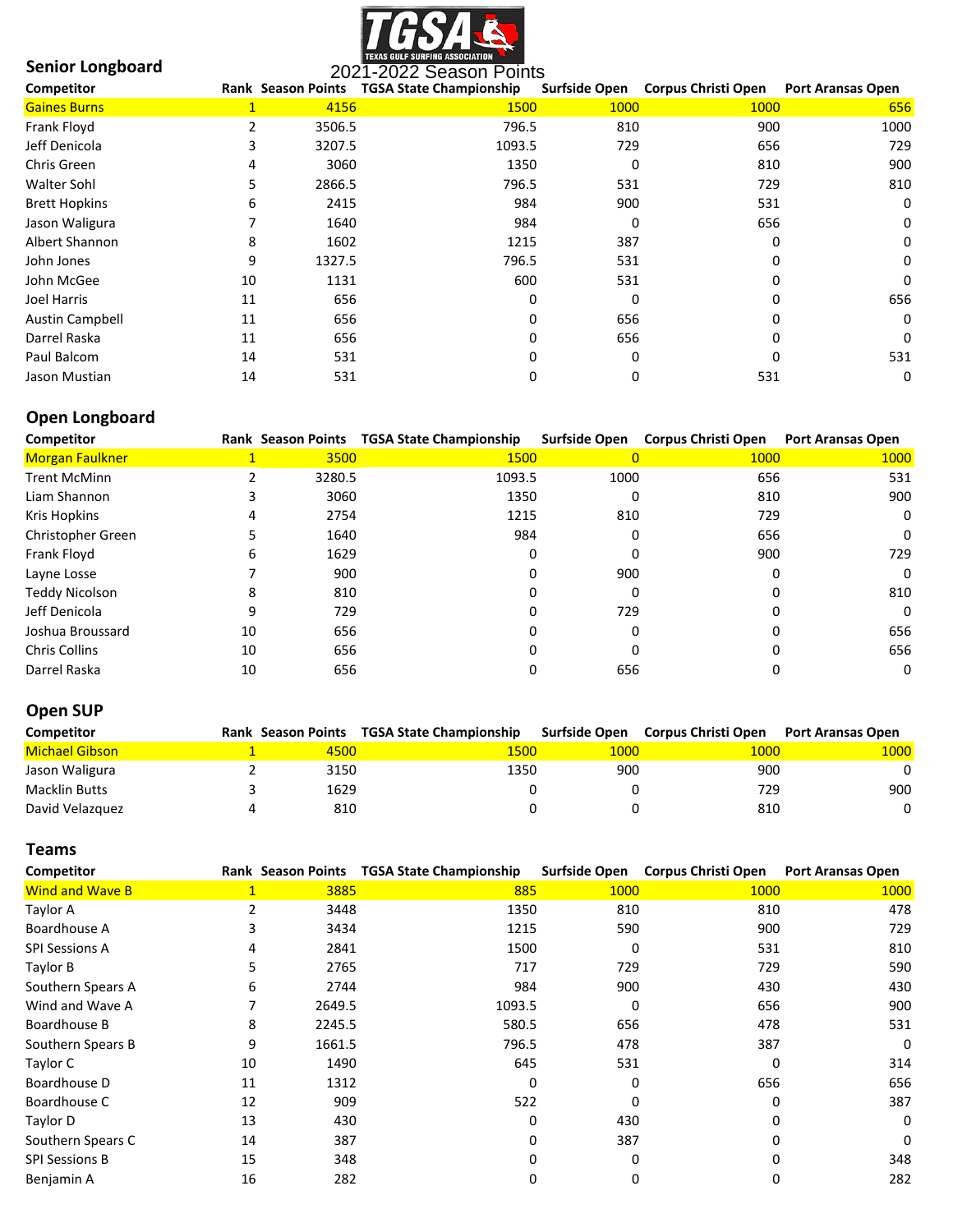2021-2022 Season Points

## Senior Longboard

| Competitor | Rank | Season Points | TGSA State Championship | Surfside Open | Corpus Christi Open | Port Aransas Open |
|---|---|---|---|---|---|---|
| Gaines Burns | 1 | 4156 | 1500 | 1000 | 1000 | 656 |
| Frank Floyd | 2 | 3506.5 | 796.5 | 810 | 900 | 1000 |
| Jeff Denicola | 3 | 3207.5 | 1093.5 | 729 | 656 | 729 |
| Chris Green | 4 | 3060 | 1350 | 0 | 810 | 900 |
| Walter Sohl | 5 | 2866.5 | 796.5 | 531 | 729 | 810 |
| Brett Hopkins | 6 | 2415 | 984 | 900 | 531 | 0 |
| Jason Waligura | 7 | 1640 | 984 | 0 | 656 | 0 |
| Albert Shannon | 8 | 1602 | 1215 | 387 | 0 | 0 |
| John Jones | 9 | 1327.5 | 796.5 | 531 | 0 | 0 |
| John McGee | 10 | 1131 | 600 | 531 | 0 | 0 |
| Joel Harris | 11 | 656 | 0 | 0 | 0 | 656 |
| Austin Campbell | 11 | 656 | 0 | 656 | 0 | 0 |
| Darrel Raska | 11 | 656 | 0 | 656 | 0 | 0 |
| Paul Balcom | 14 | 531 | 0 | 0 | 0 | 531 |
| Jason Mustian | 14 | 531 | 0 | 0 | 531 | 0 |

## Open Longboard

| Competitor | Rank | Season Points | TGSA State Championship | Surfside Open | Corpus Christi Open | Port Aransas Open |
|---|---|---|---|---|---|---|
| Morgan Faulkner | 1 | 3500 | 1500 | 0 | 1000 | 1000 |
| Trent McMinn | 2 | 3280.5 | 1093.5 | 1000 | 656 | 531 |
| Liam Shannon | 3 | 3060 | 1350 | 0 | 810 | 900 |
| Kris Hopkins | 4 | 2754 | 1215 | 810 | 729 | 0 |
| Christopher Green | 5 | 1640 | 984 | 0 | 656 | 0 |
| Frank Floyd | 6 | 1629 | 0 | 0 | 900 | 729 |
| Layne Losse | 7 | 900 | 0 | 900 | 0 | 0 |
| Teddy Nicolson | 8 | 810 | 0 | 0 | 0 | 810 |
| Jeff Denicola | 9 | 729 | 0 | 729 | 0 | 0 |
| Joshua Broussard | 10 | 656 | 0 | 0 | 0 | 656 |
| Chris Collins | 10 | 656 | 0 | 0 | 0 | 656 |
| Darrel Raska | 10 | 656 | 0 | 656 | 0 | 0 |

## Open SUP

| Competitor | Rank | Season Points | TGSA State Championship | Surfside Open | Corpus Christi Open | Port Aransas Open |
|---|---|---|---|---|---|---|
| Michael Gibson | 1 | 4500 | 1500 | 1000 | 1000 | 1000 |
| Jason Waligura | 2 | 3150 | 1350 | 900 | 900 | 0 |
| Macklin Butts | 3 | 1629 | 0 | 0 | 729 | 900 |
| David Velazquez | 4 | 810 | 0 | 0 | 810 | 0 |

## Teams

| Competitor | Rank | Season Points | TGSA State Championship | Surfside Open | Corpus Christi Open | Port Aransas Open |
|---|---|---|---|---|---|---|
| Wind and Wave B | 1 | 3885 | 885 | 1000 | 1000 | 1000 |
| Taylor A | 2 | 3448 | 1350 | 810 | 810 | 478 |
| Boardhouse A | 3 | 3434 | 1215 | 590 | 900 | 729 |
| SPI Sessions A | 4 | 2841 | 1500 | 0 | 531 | 810 |
| Taylor B | 5 | 2765 | 717 | 729 | 729 | 590 |
| Southern Spears A | 6 | 2744 | 984 | 900 | 430 | 430 |
| Wind and Wave A | 7 | 2649.5 | 1093.5 | 0 | 656 | 900 |
| Boardhouse B | 8 | 2245.5 | 580.5 | 656 | 478 | 531 |
| Southern Spears B | 9 | 1661.5 | 796.5 | 478 | 387 | 0 |
| Taylor C | 10 | 1490 | 645 | 531 | 0 | 314 |
| Boardhouse D | 11 | 1312 | 0 | 0 | 656 | 656 |
| Boardhouse C | 12 | 909 | 522 | 0 | 0 | 387 |
| Taylor D | 13 | 430 | 0 | 430 | 0 | 0 |
| Southern Spears C | 14 | 387 | 0 | 387 | 0 | 0 |
| SPI Sessions B | 15 | 348 | 0 | 0 | 0 | 348 |
| Benjamin A | 16 | 282 | 0 | 0 | 0 | 282 |